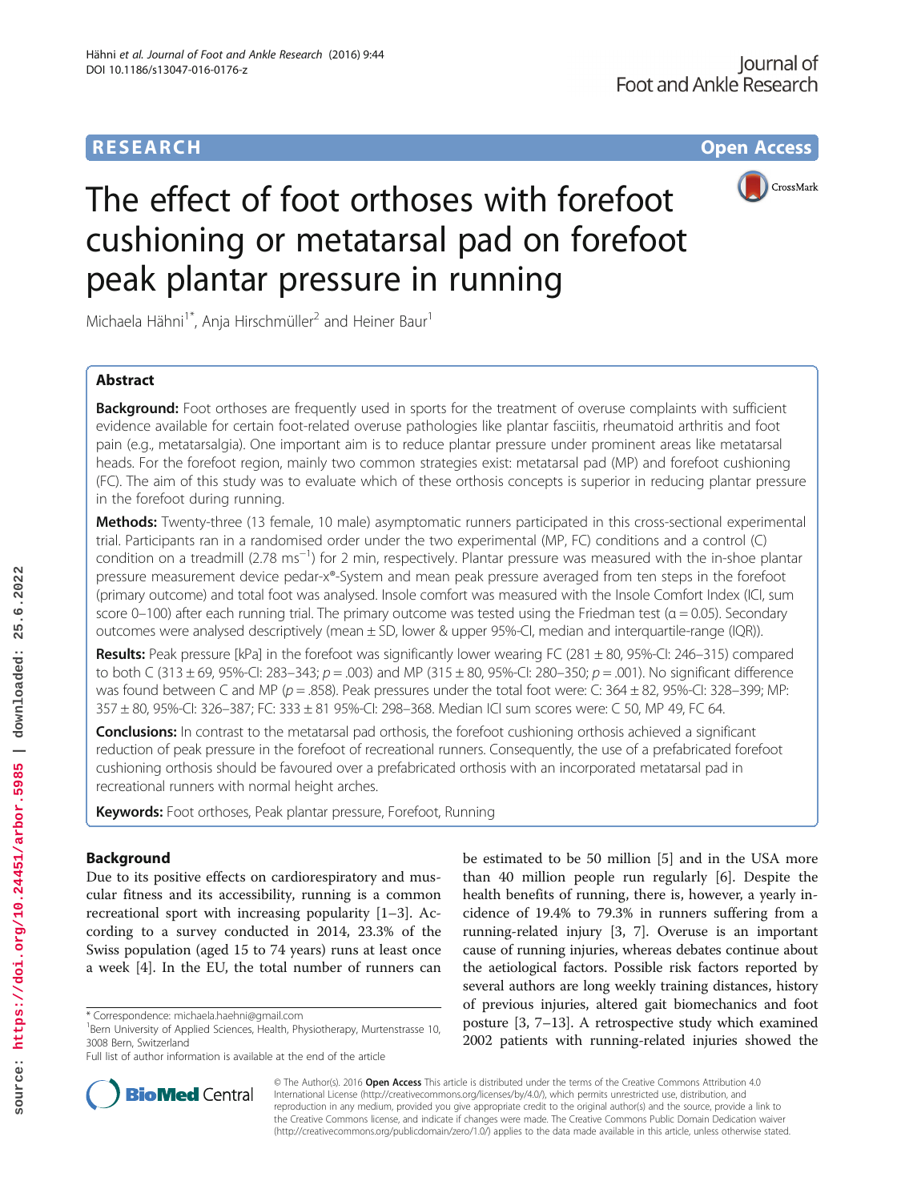RESEARCH | Open Access

# The effect of foot orthoses with forefoot cushioning or metatarsal pad on forefoot peak plantar pressure in running

Michaela Hähni[1*], Anja Hirschmüller[2] and Heiner Baur[1]

## Abstract

**Background:** Foot orthoses are frequently used in sports for the treatment of overuse complaints with sufficient evidence available for certain foot-related overuse pathologies like plantar fasciitis, rheumatoid arthritis and foot pain (e.g., metatarsalgia). One important aim is to reduce plantar pressure under prominent areas like metatarsal heads. For the forefoot region, mainly two common strategies exist: metatarsal pad (MP) and forefoot cushioning (FC). The aim of this study was to evaluate which of these orthosis concepts is superior in reducing plantar pressure in the forefoot during running.

**Methods:** Twenty-three (13 female, 10 male) asymptomatic runners participated in this cross-sectional experimental trial. Participants ran in a randomised order under the two experimental (MP, FC) conditions and a control (C) condition on a treadmill (2.78 $ms^{-1}$) for 2 min, respectively. Plantar pressure was measured with the in-shoe plantar pressure measurement device pedar-x®-System and mean peak pressure averaged from ten steps in the forefoot (primary outcome) and total foot was analysed. Insole comfort was measured with the Insole Comfort Index (ICI, sum score 0–100) after each running trial. The primary outcome was tested using the Friedman test ($\alpha = 0.05$). Secondary outcomes were analysed descriptively (mean ± SD, lower & upper 95%-CI, median and interquartile-range (IQR)).

**Results:** Peak pressure [kPa] in the forefoot was significantly lower wearing FC (281 ± 80, 95%-CI: 246–315) compared to both C (313 ± 69, 95%-CI: 283–343; $p = .003$) and MP (315 ± 80, 95%-CI: 280–350; $p = .001$). No significant difference was found between C and MP ($p = .858$). Peak pressures under the total foot were: C: 364 ± 82, 95%-CI: 328–399; MP: 357 ± 80, 95%-CI: 326–387; FC: 333 ± 81 95%-CI: 298–368. Median ICI sum scores were: C 50, MP 49, FC 64.

**Conclusions:** In contrast to the metatarsal pad orthosis, the forefoot cushioning orthosis achieved a significant reduction of peak pressure in the forefoot of recreational runners. Consequently, the use of a prefabricated forefoot cushioning orthosis should be favoured over a prefabricated orthosis with an incorporated metatarsal pad in recreational runners with normal height arches.

**Keywords:** Foot orthoses, Peak plantar pressure, Forefoot, Running

## Background

Due to its positive effects on cardiorespiratory and muscular fitness and its accessibility, running is a common recreational sport with increasing popularity [1–3]. According to a survey conducted in 2014, 23.3% of the Swiss population (aged 15 to 74 years) runs at least once a week [4]. In the EU, the total number of runners can be estimated to be 50 million [5] and in the USA more than 40 million people run regularly [6]. Despite the health benefits of running, there is, however, a yearly incidence of 19.4% to 79.3% in runners suffering from a running-related injury [3, 7]. Overuse is an important cause of running injuries, whereas debates continue about the aetiological factors. Possible risk factors reported by several authors are long weekly training distances, history of previous injuries, altered gait biomechanics and foot posture [3, 7–13]. A retrospective study which examined 2002 patients with running-related injuries showed the

* Correspondence: michaela.haehni@gmail.com
[1]Bern University of Applied Sciences, Health, Physiotherapy, Murtenstrasse 10, 3008 Bern, Switzerland
Full list of author information is available at the end of the article

© The Author(s). 2016 **Open Access** This article is distributed under the terms of the Creative Commons Attribution 4.0 International License (http://creativecommons.org/licenses/by/4.0/), which permits unrestricted use, distribution, and reproduction in any medium, provided you give appropriate credit to the original author(s) and the source, provide a link to the Creative Commons license, and indicate if changes were made. The Creative Commons Public Domain Dedication waiver (http://creativecommons.org/publicdomain/zero/1.0/) applies to the data made available in this article, unless otherwise stated.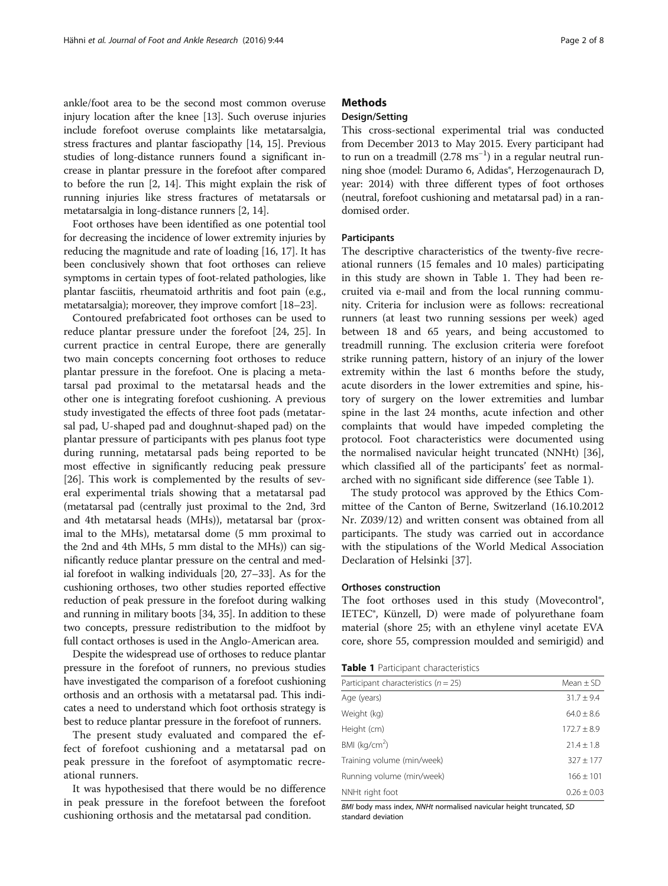ankle/foot area to be the second most common overuse injury location after the knee [13]. Such overuse injuries include forefoot overuse complaints like metatarsalgia, stress fractures and plantar fasciopathy [14, 15]. Previous studies of long-distance runners found a significant increase in plantar pressure in the forefoot after compared to before the run [2, 14]. This might explain the risk of running injuries like stress fractures of metatarsals or metatarsalgia in long-distance runners [2, 14].

Foot orthoses have been identified as one potential tool for decreasing the incidence of lower extremity injuries by reducing the magnitude and rate of loading [16, 17]. It has been conclusively shown that foot orthoses can relieve symptoms in certain types of foot-related pathologies, like plantar fasciitis, rheumatoid arthritis and foot pain (e.g., metatarsalgia); moreover, they improve comfort [18–23].

Contoured prefabricated foot orthoses can be used to reduce plantar pressure under the forefoot [24, 25]. In current practice in central Europe, there are generally two main concepts concerning foot orthoses to reduce plantar pressure in the forefoot. One is placing a metatarsal pad proximal to the metatarsal heads and the other one is integrating forefoot cushioning. A previous study investigated the effects of three foot pads (metatarsal pad, U-shaped pad and doughnut-shaped pad) on the plantar pressure of participants with pes planus foot type during running, metatarsal pads being reported to be most effective in significantly reducing peak pressure [26]. This work is complemented by the results of several experimental trials showing that a metatarsal pad (metatarsal pad (centrally just proximal to the 2nd, 3rd and 4th metatarsal heads (MHs)), metatarsal bar (proximal to the MHs), metatarsal dome (5 mm proximal to the 2nd and 4th MHs, 5 mm distal to the MHs)) can significantly reduce plantar pressure on the central and medial forefoot in walking individuals [20, 27–33]. As for the cushioning orthoses, two other studies reported effective reduction of peak pressure in the forefoot during walking and running in military boots [34, 35]. In addition to these two concepts, pressure redistribution to the midfoot by full contact orthoses is used in the Anglo-American area.

Despite the widespread use of orthoses to reduce plantar pressure in the forefoot of runners, no previous studies have investigated the comparison of a forefoot cushioning orthosis and an orthosis with a metatarsal pad. This indicates a need to understand which foot orthosis strategy is best to reduce plantar pressure in the forefoot of runners.

The present study evaluated and compared the effect of forefoot cushioning and a metatarsal pad on peak pressure in the forefoot of asymptomatic recreational runners.

It was hypothesised that there would be no difference in peak pressure in the forefoot between the forefoot cushioning orthosis and the metatarsal pad condition.

## Methods

### Design/Setting

This cross-sectional experimental trial was conducted from December 2013 to May 2015. Every participant had to run on a treadmill ($2.78\ \mathrm{ms}^{-1}$) in a regular neutral running shoe (model: Duramo 6, Adidas®, Herzogenaurach D, year: 2014) with three different types of foot orthoses (neutral, forefoot cushioning and metatarsal pad) in a randomised order.

### Participants

The descriptive characteristics of the twenty-five recreational runners (15 females and 10 males) participating in this study are shown in Table 1. They had been recruited via e-mail and from the local running community. Criteria for inclusion were as follows: recreational runners (at least two running sessions per week) aged between 18 and 65 years, and being accustomed to treadmill running. The exclusion criteria were forefoot strike running pattern, history of an injury of the lower extremity within the last 6 months before the study, acute disorders in the lower extremities and spine, history of surgery on the lower extremities and lumbar spine in the last 24 months, acute infection and other complaints that would have impeded completing the protocol. Foot characteristics were documented using the normalised navicular height truncated (NNHt) [36], which classified all of the participants' feet as normal-arched with no significant side difference (see Table 1).

The study protocol was approved by the Ethics Committee of the Canton of Berne, Switzerland (16.10.2012 Nr. Z039/12) and written consent was obtained from all participants. The study was carried out in accordance with the stipulations of the World Medical Association Declaration of Helsinki [37].

### Orthoses construction

The foot orthoses used in this study (Movecontrol®, IETEC®, Künzell, D) were made of polyurethane foam material (shore 25; with an ethylene vinyl acetate EVA core, shore 55, compression moulded and semirigid) and

**Table 1** Participant characteristics

| Participant characteristics ($n = 25$) | Mean ± SD |
|---|---|
| Age (years) | 31.7 ± 9.4 |
| Weight (kg) | 64.0 ± 8.6 |
| Height (cm) | 172.7 ± 8.9 |
| BMI (kg/cm$^2$) | 21.4 ± 1.8 |
| Training volume (min/week) | 327 ± 177 |
| Running volume (min/week) | 166 ± 101 |
| NNHt right foot | 0.26 ± 0.03 |

*BMI* body mass index, *NNHt* normalised navicular height truncated, *SD* standard deviation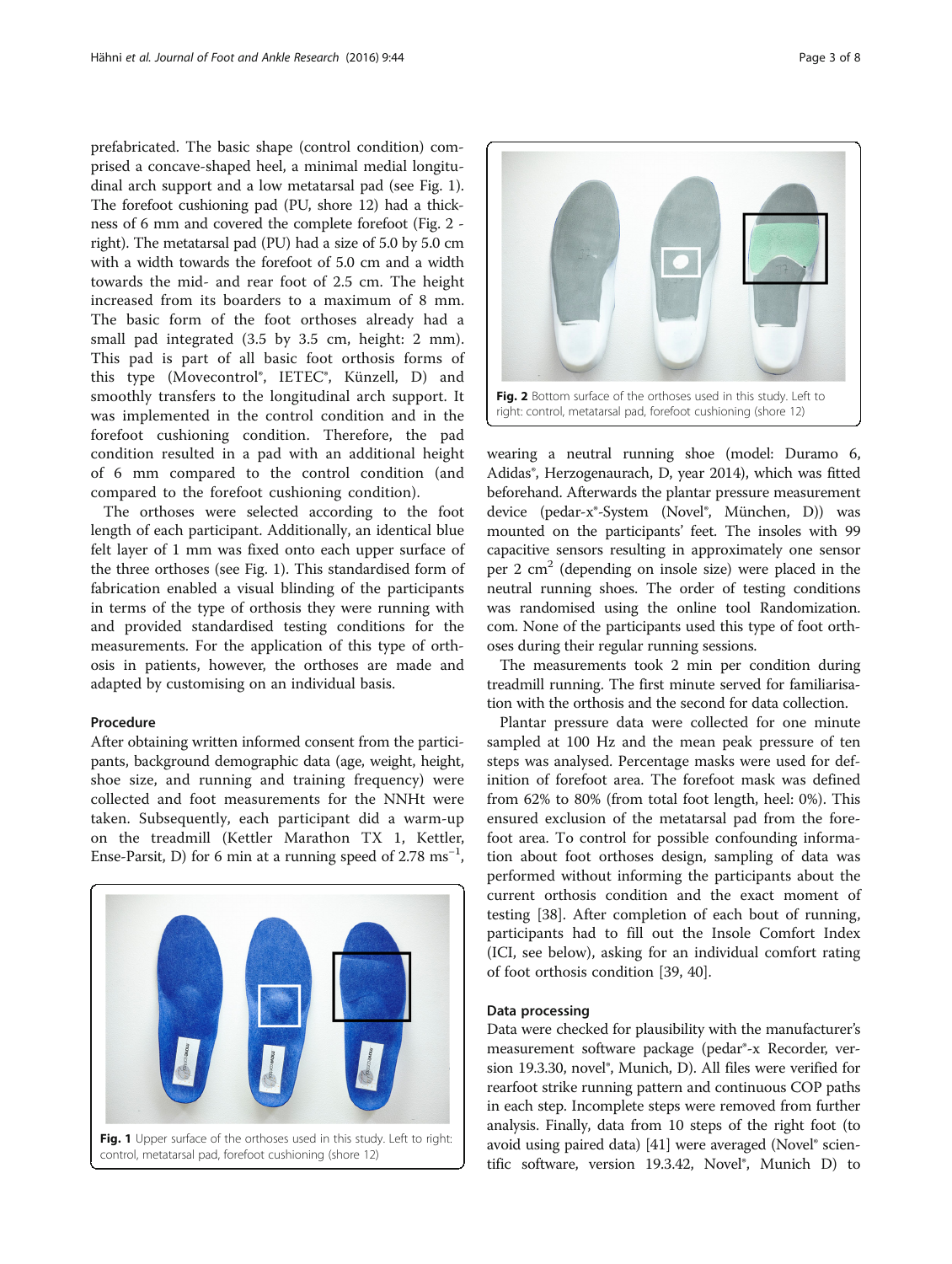prefabricated. The basic shape (control condition) comprised a concave-shaped heel, a minimal medial longitudinal arch support and a low metatarsal pad (see Fig. 1). The forefoot cushioning pad (PU, shore 12) had a thickness of 6 mm and covered the complete forefoot (Fig. 2 - right). The metatarsal pad (PU) had a size of 5.0 by 5.0 cm with a width towards the forefoot of 5.0 cm and a width towards the mid- and rear foot of 2.5 cm. The height increased from its boarders to a maximum of 8 mm. The basic form of the foot orthoses already had a small pad integrated (3.5 by 3.5 cm, height: 2 mm). This pad is part of all basic foot orthosis forms of this type (Movecontrol®, IETEC®, Künzell, D) and smoothly transfers to the longitudinal arch support. It was implemented in the control condition and in the forefoot cushioning condition. Therefore, the pad condition resulted in a pad with an additional height of 6 mm compared to the control condition (and compared to the forefoot cushioning condition).

The orthoses were selected according to the foot length of each participant. Additionally, an identical blue felt layer of 1 mm was fixed onto each upper surface of the three orthoses (see Fig. 1). This standardised form of fabrication enabled a visual blinding of the participants in terms of the type of orthosis they were running with and provided standardised testing conditions for the measurements. For the application of this type of orthosis in patients, however, the orthoses are made and adapted by customising on an individual basis.

### Procedure

After obtaining written informed consent from the participants, background demographic data (age, weight, height, shoe size, and running and training frequency) were collected and foot measurements for the NNHt were taken. Subsequently, each participant did a warm-up on the treadmill (Kettler Marathon TX 1, Kettler, Ense-Parsit, D) for 6 min at a running speed of 2.78 $ms^{-1}$, wearing a neutral running shoe (model: Duramo 6, Adidas®, Herzogenaurach, D, year 2014), which was fitted beforehand. Afterwards the plantar pressure measurement device (pedar-x®-System (Novel®, München, D)) was mounted on the participants' feet. The insoles with 99 capacitive sensors resulting in approximately one sensor per 2 $cm^2$ (depending on insole size) were placed in the neutral running shoes. The order of testing conditions was randomised using the online tool Randomization.com. None of the participants used this type of foot orthoses during their regular running sessions.

Fig. 1 Upper surface of the orthoses used in this study. Left to right: control, metatarsal pad, forefoot cushioning (shore 12)

Fig. 2 Bottom surface of the orthoses used in this study. Left to right: control, metatarsal pad, forefoot cushioning (shore 12)

The measurements took 2 min per condition during treadmill running. The first minute served for familiarisation with the orthosis and the second for data collection.

Plantar pressure data were collected for one minute sampled at 100 Hz and the mean peak pressure of ten steps was analysed. Percentage masks were used for definition of forefoot area. The forefoot mask was defined from 62% to 80% (from total foot length, heel: 0%). This ensured exclusion of the metatarsal pad from the forefoot area. To control for possible confounding information about foot orthoses design, sampling of data was performed without informing the participants about the current orthosis condition and the exact moment of testing [38]. After completion of each bout of running, participants had to fill out the Insole Comfort Index (ICI, see below), asking for an individual comfort rating of foot orthosis condition [39, 40].

### Data processing

Data were checked for plausibility with the manufacturer's measurement software package (pedar®-x Recorder, version 19.3.30, novel®, Munich, D). All files were verified for rearfoot strike running pattern and continuous COP paths in each step. Incomplete steps were removed from further analysis. Finally, data from 10 steps of the right foot (to avoid using paired data) [41] were averaged (Novel® scientific software, version 19.3.42, Novel®, Munich D) to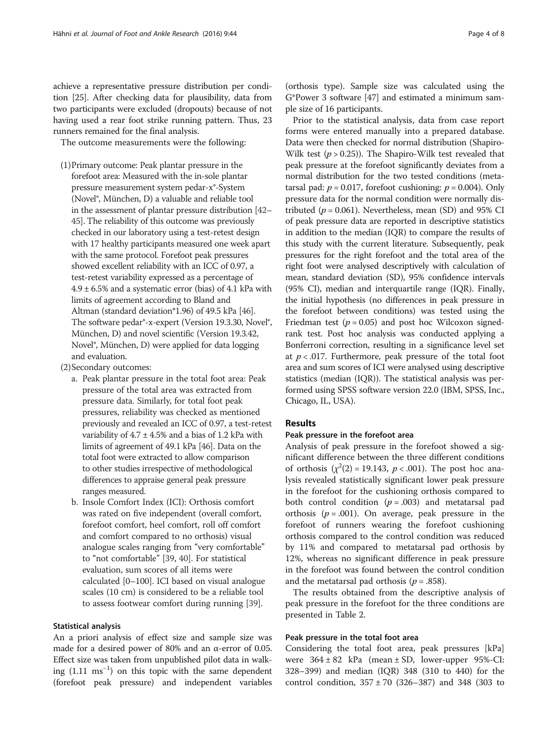achieve a representative pressure distribution per condition [25]. After checking data for plausibility, data from two participants were excluded (dropouts) because of not having used a rear foot strike running pattern. Thus, 23 runners remained for the final analysis.

The outcome measurements were the following:

(1) Primary outcome: Peak plantar pressure in the forefoot area: Measured with the in-sole plantar pressure measurement system pedar-x®-System (Novel®, München, D) a valuable and reliable tool in the assessment of plantar pressure distribution [42–45]. The reliability of this outcome was previously checked in our laboratory using a test-retest design with 17 healthy participants measured one week apart with the same protocol. Forefoot peak pressures showed excellent reliability with an ICC of 0.97, a test-retest variability expressed as a percentage of 4.9 ± 6.5% and a systematic error (bias) of 4.1 kPa with limits of agreement according to Bland and Altman (standard deviation*1.96) of 49.5 kPa [46]. The software pedar®-x-expert (Version 19.3.30, Novel®, München, D) and novel scientific (Version 19.3.42, Novel®, München, D) were applied for data logging and evaluation.

(2) Secondary outcomes:

a. Peak plantar pressure in the total foot area: Peak pressure of the total area was extracted from pressure data. Similarly, for total foot peak pressures, reliability was checked as mentioned previously and revealed an ICC of 0.97, a test-retest variability of 4.7 ± 4.5% and a bias of 1.2 kPa with limits of agreement of 49.1 kPa [46]. Data on the total foot were extracted to allow comparison to other studies irrespective of methodological differences to appraise general peak pressure ranges measured.

b. Insole Comfort Index (ICI): Orthosis comfort was rated on five independent (overall comfort, forefoot comfort, heel comfort, roll off comfort and comfort compared to no orthosis) visual analogue scales ranging from "very comfortable" to "not comfortable" [39, 40]. For statistical evaluation, sum scores of all items were calculated [0–100]. ICI based on visual analogue scales (10 cm) is considered to be a reliable tool to assess footwear comfort during running [39].

### Statistical analysis

An a priori analysis of effect size and sample size was made for a desired power of 80% and an α-error of 0.05. Effect size was taken from unpublished pilot data in walking (1.11 $ms^{-1}$) on this topic with the same dependent (forefoot peak pressure) and independent variables (orthosis type). Sample size was calculated using the G*Power 3 software [47] and estimated a minimum sample size of 16 participants.

Prior to the statistical analysis, data from case report forms were entered manually into a prepared database. Data were then checked for normal distribution (Shapiro-Wilk test ($p > 0.25$)). The Shapiro-Wilk test revealed that peak pressure at the forefoot significantly deviates from a normal distribution for the two tested conditions (metatarsal pad: $p = 0.017$, forefoot cushioning: $p = 0.004$). Only pressure data for the normal condition were normally distributed ($p = 0.061$). Nevertheless, mean (SD) and 95% CI of peak pressure data are reported in descriptive statistics in addition to the median (IQR) to compare the results of this study with the current literature. Subsequently, peak pressures for the right forefoot and the total area of the right foot were analysed descriptively with calculation of mean, standard deviation (SD), 95% confidence intervals (95% CI), median and interquartile range (IQR). Finally, the initial hypothesis (no differences in peak pressure in the forefoot between conditions) was tested using the Friedman test ($p = 0.05$) and post hoc Wilcoxon signed-rank test. Post hoc analysis was conducted applying a Bonferroni correction, resulting in a significance level set at $p < .017$. Furthermore, peak pressure of the total foot area and sum scores of ICI were analysed using descriptive statistics (median (IQR)). The statistical analysis was performed using SPSS software version 22.0 (IBM, SPSS, Inc., Chicago, IL, USA).

## Results

### Peak pressure in the forefoot area

Analysis of peak pressure in the forefoot showed a significant difference between the three different conditions of orthosis ($\chi^2(2) = 19.143$, $p < .001$). The post hoc analysis revealed statistically significant lower peak pressure in the forefoot for the cushioning orthosis compared to both control condition ($p = .003$) and metatarsal pad orthosis ($p = .001$). On average, peak pressure in the forefoot of runners wearing the forefoot cushioning orthosis compared to the control condition was reduced by 11% and compared to metatarsal pad orthosis by 12%, whereas no significant difference in peak pressure in the forefoot was found between the control condition and the metatarsal pad orthosis ($p = .858$).

The results obtained from the descriptive analysis of peak pressure in the forefoot for the three conditions are presented in Table 2.

### Peak pressure in the total foot area

Considering the total foot area, peak pressures [kPa] were 364 ± 82 kPa (mean ± SD, lower-upper 95%-CI: 328–399) and median (IQR) 348 (310 to 440) for the control condition, 357 ± 70 (326–387) and 348 (303 to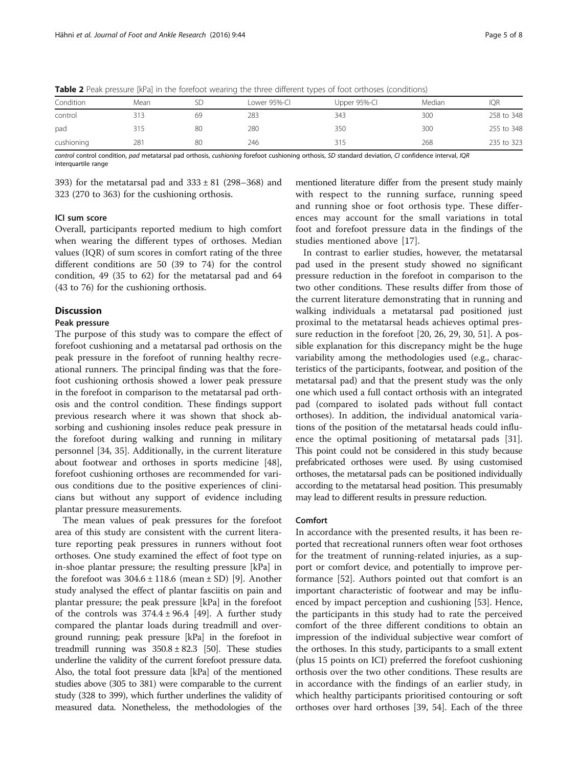**Table 2** Peak pressure [kPa] in the forefoot wearing the three different types of foot orthoses (conditions)

| Condition | Mean | SD | Lower 95%-CI | Upper 95%-CI | Median | IQR |
|---|---|---|---|---|---|---|
| control | 313 | 69 | 283 | 343 | 300 | 258 to 348 |
| pad | 315 | 80 | 280 | 350 | 300 | 255 to 348 |
| cushioning | 281 | 80 | 246 | 315 | 268 | 235 to 323 |

*control* control condition, *pad* metatarsal pad orthosis, *cushioning* forefoot cushioning orthosis, *SD* standard deviation, *CI* confidence interval, *IQR* interquartile range

393) for the metatarsal pad and 333 ± 81 (298–368) and 323 (270 to 363) for the cushioning orthosis.

### ICI sum score

Overall, participants reported medium to high comfort when wearing the different types of orthoses. Median values (IQR) of sum scores in comfort rating of the three different conditions are 50 (39 to 74) for the control condition, 49 (35 to 62) for the metatarsal pad and 64 (43 to 76) for the cushioning orthosis.

## Discussion

### Peak pressure

The purpose of this study was to compare the effect of forefoot cushioning and a metatarsal pad orthosis on the peak pressure in the forefoot of running healthy recreational runners. The principal finding was that the forefoot cushioning orthosis showed a lower peak pressure in the forefoot in comparison to the metatarsal pad orthosis and the control condition. These findings support previous research where it was shown that shock absorbing and cushioning insoles reduce peak pressure in the forefoot during walking and running in military personnel [34, 35]. Additionally, in the current literature about footwear and orthoses in sports medicine [48], forefoot cushioning orthoses are recommended for various conditions due to the positive experiences of clinicians but without any support of evidence including plantar pressure measurements.

The mean values of peak pressures for the forefoot area of this study are consistent with the current literature reporting peak pressures in runners without foot orthoses. One study examined the effect of foot type on in-shoe plantar pressure; the resulting pressure [kPa] in the forefoot was 304.6 ± 118.6 (mean ± SD) [9]. Another study analysed the effect of plantar fasciitis on pain and plantar pressure; the peak pressure [kPa] in the forefoot of the controls was 374.4 ± 96.4 [49]. A further study compared the plantar loads during treadmill and overground running; peak pressure [kPa] in the forefoot in treadmill running was 350.8 ± 82.3 [50]. These studies underline the validity of the current forefoot pressure data. Also, the total foot pressure data [kPa] of the mentioned studies above (305 to 381) were comparable to the current study (328 to 399), which further underlines the validity of measured data. Nonetheless, the methodologies of the mentioned literature differ from the present study mainly with respect to the running surface, running speed and running shoe or foot orthosis type. These differences may account for the small variations in total foot and forefoot pressure data in the findings of the studies mentioned above [17].

In contrast to earlier studies, however, the metatarsal pad used in the present study showed no significant pressure reduction in the forefoot in comparison to the two other conditions. These results differ from those of the current literature demonstrating that in running and walking individuals a metatarsal pad positioned just proximal to the metatarsal heads achieves optimal pressure reduction in the forefoot [20, 26, 29, 30, 51]. A possible explanation for this discrepancy might be the huge variability among the methodologies used (e.g., characteristics of the participants, footwear, and position of the metatarsal pad) and that the present study was the only one which used a full contact orthosis with an integrated pad (compared to isolated pads without full contact orthoses). In addition, the individual anatomical variations of the position of the metatarsal heads could influence the optimal positioning of metatarsal pads [31]. This point could not be considered in this study because prefabricated orthoses were used. By using customised orthoses, the metatarsal pads can be positioned individually according to the metatarsal head position. This presumably may lead to different results in pressure reduction.

### Comfort

In accordance with the presented results, it has been reported that recreational runners often wear foot orthoses for the treatment of running-related injuries, as a support or comfort device, and potentially to improve performance [52]. Authors pointed out that comfort is an important characteristic of footwear and may be influenced by impact perception and cushioning [53]. Hence, the participants in this study had to rate the perceived comfort of the three different conditions to obtain an impression of the individual subjective wear comfort of the orthoses. In this study, participants to a small extent (plus 15 points on ICI) preferred the forefoot cushioning orthosis over the two other conditions. These results are in accordance with the findings of an earlier study, in which healthy participants prioritised contouring or soft orthoses over hard orthoses [39, 54]. Each of the three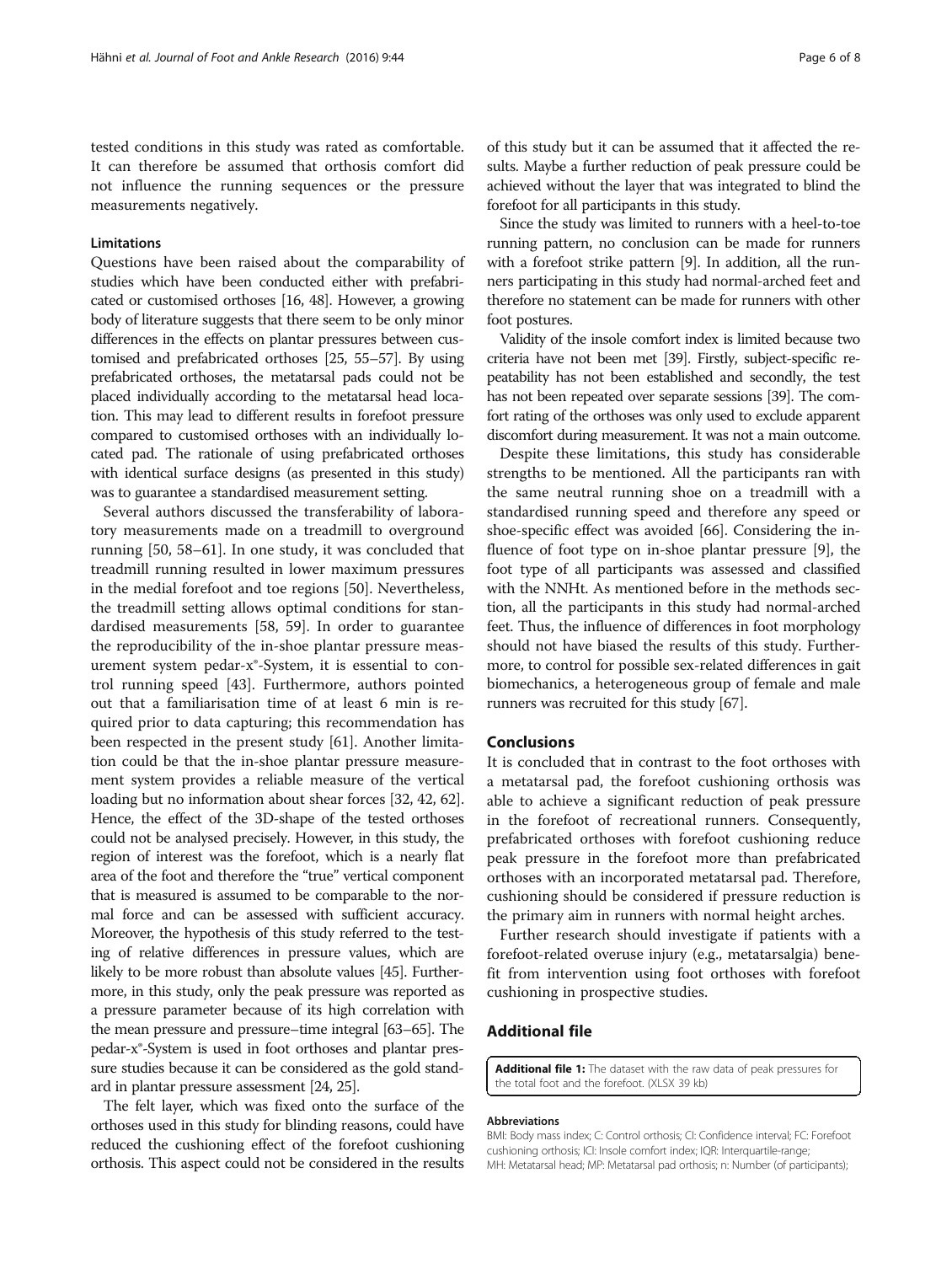tested conditions in this study was rated as comfortable. It can therefore be assumed that orthosis comfort did not influence the running sequences or the pressure measurements negatively.

### Limitations

Questions have been raised about the comparability of studies which have been conducted either with prefabricated or customised orthoses [16, 48]. However, a growing body of literature suggests that there seem to be only minor differences in the effects on plantar pressures between customised and prefabricated orthoses [25, 55–57]. By using prefabricated orthoses, the metatarsal pads could not be placed individually according to the metatarsal head location. This may lead to different results in forefoot pressure compared to customised orthoses with an individually located pad. The rationale of using prefabricated orthoses with identical surface designs (as presented in this study) was to guarantee a standardised measurement setting.

Several authors discussed the transferability of laboratory measurements made on a treadmill to overground running [50, 58–61]. In one study, it was concluded that treadmill running resulted in lower maximum pressures in the medial forefoot and toe regions [50]. Nevertheless, the treadmill setting allows optimal conditions for standardised measurements [58, 59]. In order to guarantee the reproducibility of the in-shoe plantar pressure measurement system pedar-x®-System, it is essential to control running speed [43]. Furthermore, authors pointed out that a familiarisation time of at least 6 min is required prior to data capturing; this recommendation has been respected in the present study [61]. Another limitation could be that the in-shoe plantar pressure measurement system provides a reliable measure of the vertical loading but no information about shear forces [32, 42, 62]. Hence, the effect of the 3D-shape of the tested orthoses could not be analysed precisely. However, in this study, the region of interest was the forefoot, which is a nearly flat area of the foot and therefore the "true" vertical component that is measured is assumed to be comparable to the normal force and can be assessed with sufficient accuracy. Moreover, the hypothesis of this study referred to the testing of relative differences in pressure values, which are likely to be more robust than absolute values [45]. Furthermore, in this study, only the peak pressure was reported as a pressure parameter because of its high correlation with the mean pressure and pressure–time integral [63–65]. The pedar-x®-System is used in foot orthoses and plantar pressure studies because it can be considered as the gold standard in plantar pressure assessment [24, 25].

The felt layer, which was fixed onto the surface of the orthoses used in this study for blinding reasons, could have reduced the cushioning effect of the forefoot cushioning orthosis. This aspect could not be considered in the results of this study but it can be assumed that it affected the results. Maybe a further reduction of peak pressure could be achieved without the layer that was integrated to blind the forefoot for all participants in this study.

Since the study was limited to runners with a heel-to-toe running pattern, no conclusion can be made for runners with a forefoot strike pattern [9]. In addition, all the runners participating in this study had normal-arched feet and therefore no statement can be made for runners with other foot postures.

Validity of the insole comfort index is limited because two criteria have not been met [39]. Firstly, subject-specific repeatability has not been established and secondly, the test has not been repeated over separate sessions [39]. The comfort rating of the orthoses was only used to exclude apparent discomfort during measurement. It was not a main outcome.

Despite these limitations, this study has considerable strengths to be mentioned. All the participants ran with the same neutral running shoe on a treadmill with a standardised running speed and therefore any speed or shoe-specific effect was avoided [66]. Considering the influence of foot type on in-shoe plantar pressure [9], the foot type of all participants was assessed and classified with the NNHt. As mentioned before in the methods section, all the participants in this study had normal-arched feet. Thus, the influence of differences in foot morphology should not have biased the results of this study. Furthermore, to control for possible sex-related differences in gait biomechanics, a heterogeneous group of female and male runners was recruited for this study [67].

## Conclusions

It is concluded that in contrast to the foot orthoses with a metatarsal pad, the forefoot cushioning orthosis was able to achieve a significant reduction of peak pressure in the forefoot of recreational runners. Consequently, prefabricated orthoses with forefoot cushioning reduce peak pressure in the forefoot more than prefabricated orthoses with an incorporated metatarsal pad. Therefore, cushioning should be considered if pressure reduction is the primary aim in runners with normal height arches.

Further research should investigate if patients with a forefoot-related overuse injury (e.g., metatarsalgia) benefit from intervention using foot orthoses with forefoot cushioning in prospective studies.

## Additional file

**Additional file 1:** The dataset with the raw data of peak pressures for the total foot and the forefoot. (XLSX 39 kb)

#### Abbreviations

BMI: Body mass index; C: Control orthosis; CI: Confidence interval; FC: Forefoot cushioning orthosis; ICI: Insole comfort index; IQR: Interquartile-range; MH: Metatarsal head; MP: Metatarsal pad orthosis; n: Number (of participants);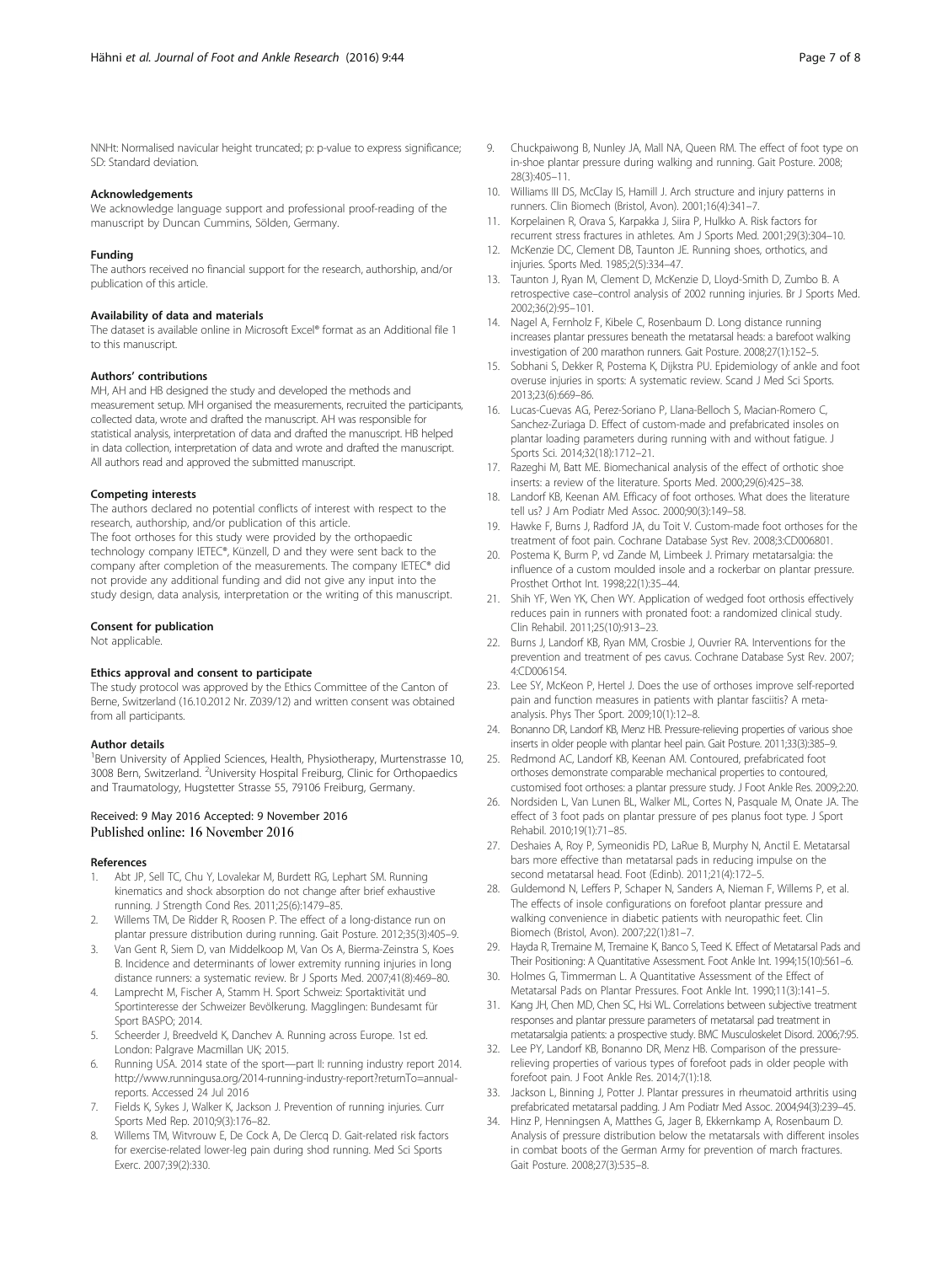NNHt: Normalised navicular height truncated; p: p-value to express significance; SD: Standard deviation.

### Acknowledgements

We acknowledge language support and professional proof-reading of the manuscript by Duncan Cummins, Sölden, Germany.

### Funding

The authors received no financial support for the research, authorship, and/or publication of this article.

### Availability of data and materials

The dataset is available online in Microsoft Excel® format as an Additional file 1 to this manuscript.

### Authors' contributions

MH, AH and HB designed the study and developed the methods and measurement setup. MH organised the measurements, recruited the participants, collected data, wrote and drafted the manuscript. AH was responsible for statistical analysis, interpretation of data and drafted the manuscript. HB helped in data collection, interpretation of data and wrote and drafted the manuscript. All authors read and approved the submitted manuscript.

### Competing interests

The authors declared no potential conflicts of interest with respect to the research, authorship, and/or publication of this article.
The foot orthoses for this study were provided by the orthopaedic technology company IETEC®, Künzell, D and they were sent back to the company after completion of the measurements. The company IETEC® did not provide any additional funding and did not give any input into the study design, data analysis, interpretation or the writing of this manuscript.

### Consent for publication

Not applicable.

### Ethics approval and consent to participate

The study protocol was approved by the Ethics Committee of the Canton of Berne, Switzerland (16.10.2012 Nr. Z039/12) and written consent was obtained from all participants.

### Author details

[1]Bern University of Applied Sciences, Health, Physiotherapy, Murtenstrasse 10, 3008 Bern, Switzerland. [2]University Hospital Freiburg, Clinic for Orthopaedics and Traumatology, Hugstetter Strasse 55, 79106 Freiburg, Germany.

Received: 9 May 2016 Accepted: 9 November 2016
Published online: 16 November 2016

### References

1. Abt JP, Sell TC, Chu Y, Lovalekar M, Burdett RG, Lephart SM. Running kinematics and shock absorption do not change after brief exhaustive running. J Strength Cond Res. 2011;25(6):1479–85.
2. Willems TM, De Ridder R, Roosen P. The effect of a long-distance run on plantar pressure distribution during running. Gait Posture. 2012;35(3):405–9.
3. Van Gent R, Siem D, van Middelkoop M, Van Os A, Bierma-Zeinstra S, Koes B. Incidence and determinants of lower extremity running injuries in long distance runners: a systematic review. Br J Sports Med. 2007;41(8):469–80.
4. Lamprecht M, Fischer A, Stamm H. Sport Schweiz: Sportaktivität und Sportinteresse der Schweizer Bevölkerung. Magglingen: Bundesamt für Sport BASPO; 2014.
5. Scheerder J, Breedveld K, Danchev A. Running across Europe. 1st ed. London: Palgrave Macmillan UK; 2015.
6. Running USA. 2014 state of the sport—part II: running industry report 2014. http://www.runningusa.org/2014-running-industry-report?returnTo=annual-reports. Accessed 24 Jul 2016
7. Fields K, Sykes J, Walker K, Jackson J. Prevention of running injuries. Curr Sports Med Rep. 2010;9(3):176–82.
8. Willems TM, Witvrouw E, De Cock A, De Clercq D. Gait-related risk factors for exercise-related lower-leg pain during shod running. Med Sci Sports Exerc. 2007;39(2):330.
9. Chuckpaiwong B, Nunley JA, Mall NA, Queen RM. The effect of foot type on in-shoe plantar pressure during walking and running. Gait Posture. 2008; 28(3):405–11.
10. Williams III DS, McClay IS, Hamill J. Arch structure and injury patterns in runners. Clin Biomech (Bristol, Avon). 2001;16(4):341–7.
11. Korpelainen R, Orava S, Karpakka J, Siira P, Hulkko A. Risk factors for recurrent stress fractures in athletes. Am J Sports Med. 2001;29(3):304–10.
12. McKenzie DC, Clement DB, Taunton JE. Running shoes, orthotics, and injuries. Sports Med. 1985;2(5):334–47.
13. Taunton J, Ryan M, Clement D, McKenzie D, Lloyd-Smith D, Zumbo B. A retrospective case–control analysis of 2002 running injuries. Br J Sports Med. 2002;36(2):95–101.
14. Nagel A, Fernholz F, Kibele C, Rosenbaum D. Long distance running increases plantar pressures beneath the metatarsal heads: a barefoot walking investigation of 200 marathon runners. Gait Posture. 2008;27(1):152–5.
15. Sobhani S, Dekker R, Postema K, Dijkstra PU. Epidemiology of ankle and foot overuse injuries in sports: A systematic review. Scand J Med Sci Sports. 2013;23(6):669–86.
16. Lucas-Cuevas AG, Perez-Soriano P, Llana-Belloch S, Macian-Romero C, Sanchez-Zuriaga D. Effect of custom-made and prefabricated insoles on plantar loading parameters during running with and without fatigue. J Sports Sci. 2014;32(18):1712–21.
17. Razeghi M, Batt ME. Biomechanical analysis of the effect of orthotic shoe inserts: a review of the literature. Sports Med. 2000;29(6):425–38.
18. Landorf KB, Keenan AM. Efficacy of foot orthoses. What does the literature tell us? J Am Podiatr Med Assoc. 2000;90(3):149–58.
19. Hawke F, Burns J, Radford JA, du Toit V. Custom-made foot orthoses for the treatment of foot pain. Cochrane Database Syst Rev. 2008;3:CD006801.
20. Postema K, Burm P, vd Zande M, Limbeek J. Primary metatarsalgia: the influence of a custom moulded insole and a rockerbar on plantar pressure. Prosthet Orthot Int. 1998;22(1):35–44.
21. Shih YF, Wen YK, Chen WY. Application of wedged foot orthosis effectively reduces pain in runners with pronated foot: a randomized clinical study. Clin Rehabil. 2011;25(10):913–23.
22. Burns J, Landorf KB, Ryan MM, Crosbie J, Ouvrier RA. Interventions for the prevention and treatment of pes cavus. Cochrane Database Syst Rev. 2007; 4:CD006154.
23. Lee SY, McKeon P, Hertel J. Does the use of orthoses improve self-reported pain and function measures in patients with plantar fasciitis? A meta-analysis. Phys Ther Sport. 2009;10(1):12–8.
24. Bonanno DR, Landorf KB, Menz HB. Pressure-relieving properties of various shoe inserts in older people with plantar heel pain. Gait Posture. 2011;33(3):385–9.
25. Redmond AC, Landorf KB, Keenan AM. Contoured, prefabricated foot orthoses demonstrate comparable mechanical properties to contoured, customised foot orthoses: a plantar pressure study. J Foot Ankle Res. 2009;2:20.
26. Nordsiden L, Van Lunen BL, Walker ML, Cortes N, Pasquale M, Onate JA. The effect of 3 foot pads on plantar pressure of pes planus foot type. J Sport Rehabil. 2010;19(1):71–85.
27. Deshaies A, Roy P, Symeonidis PD, LaRue B, Murphy N, Anctil E. Metatarsal bars more effective than metatarsal pads in reducing impulse on the second metatarsal head. Foot (Edinb). 2011;21(4):172–5.
28. Guldemond N, Leffers P, Schaper N, Sanders A, Nieman F, Willems P, et al. The effects of insole configurations on forefoot plantar pressure and walking convenience in diabetic patients with neuropathic feet. Clin Biomech (Bristol, Avon). 2007;22(1):81–7.
29. Hayda R, Tremaine M, Tremaine K, Banco S, Teed K. Effect of Metatarsal Pads and Their Positioning: A Quantitative Assessment. Foot Ankle Int. 1994;15(10):561–6.
30. Holmes G, Timmerman L. A Quantitative Assessment of the Effect of Metatarsal Pads on Plantar Pressures. Foot Ankle Int. 1990;11(3):141–5.
31. Kang JH, Chen MD, Chen SC, Hsi WL. Correlations between subjective treatment responses and plantar pressure parameters of metatarsal pad treatment in metatarsalgia patients: a prospective study. BMC Musculoskelet Disord. 2006;7:95.
32. Lee PY, Landorf KB, Bonanno DR, Menz HB. Comparison of the pressure-relieving properties of various types of forefoot pads in older people with forefoot pain. J Foot Ankle Res. 2014;7(1):18.
33. Jackson L, Binning J, Potter J. Plantar pressures in rheumatoid arthritis using prefabricated metatarsal padding. J Am Podiatr Med Assoc. 2004;94(3):239–45.
34. Hinz P, Henningsen A, Matthes G, Jager B, Ekkernkamp A, Rosenbaum D. Analysis of pressure distribution below the metatarsals with different insoles in combat boots of the German Army for prevention of march fractures. Gait Posture. 2008;27(3):535–8.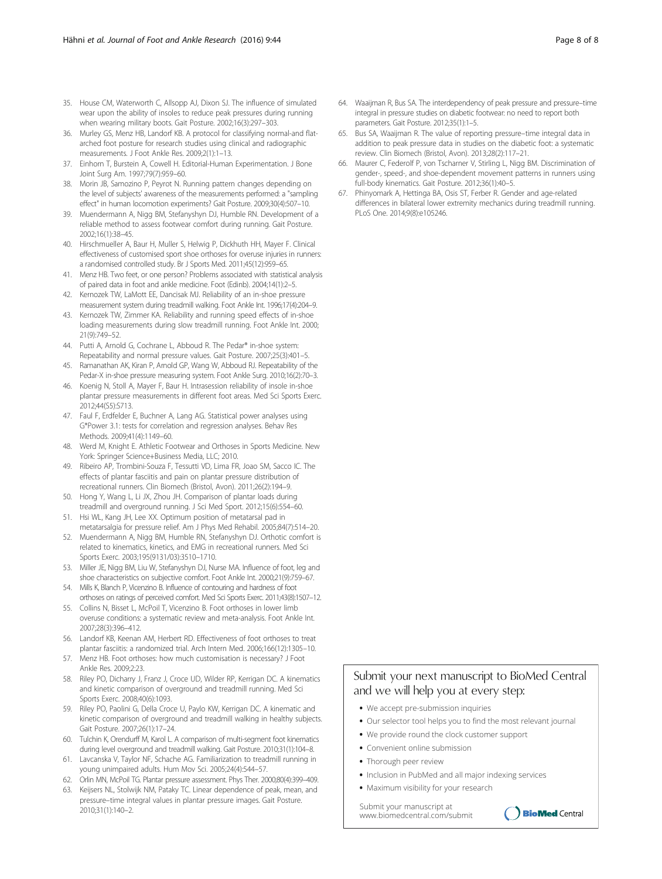35. House CM, Waterworth C, Allsopp AJ, Dixon SJ. The influence of simulated wear upon the ability of insoles to reduce peak pressures during running when wearing military boots. Gait Posture. 2002;16(3):297–303.
36. Murley GS, Menz HB, Landorf KB. A protocol for classifying normal-and flat-arched foot posture for research studies using clinical and radiographic measurements. J Foot Ankle Res. 2009;2(1):1–13.
37. Einhorn T, Burstein A, Cowell H. Editorial-Human Experimentation. J Bone Joint Surg Am. 1997;79(7):959–60.
38. Morin JB, Samozino P, Peyrot N. Running pattern changes depending on the level of subjects' awareness of the measurements performed: a "sampling effect" in human locomotion experiments? Gait Posture. 2009;30(4):507–10.
39. Muendermann A, Nigg BM, Stefanyshyn DJ, Humble RN. Development of a reliable method to assess footwear comfort during running. Gait Posture. 2002;16(1):38–45.
40. Hirschmueller A, Baur H, Muller S, Helwig P, Dickhuth HH, Mayer F. Clinical effectiveness of customised sport shoe orthoses for overuse injuries in runners: a randomised controlled study. Br J Sports Med. 2011;45(12):959–65.
41. Menz HB. Two feet, or one person? Problems associated with statistical analysis of paired data in foot and ankle medicine. Foot (Edinb). 2004;14(1):2–5.
42. Kernozek TW, LaMott EE, Dancisak MJ. Reliability of an in-shoe pressure measurement system during treadmill walking. Foot Ankle Int. 1996;17(4):204–9.
43. Kernozek TW, Zimmer KA. Reliability and running speed effects of in-shoe loading measurements during slow treadmill running. Foot Ankle Int. 2000; 21(9):749–52.
44. Putti A, Arnold G, Cochrane L, Abboud R. The Pedar® in-shoe system: Repeatability and normal pressure values. Gait Posture. 2007;25(3):401–5.
45. Ramanathan AK, Kiran P, Arnold GP, Wang W, Abboud RJ. Repeatability of the Pedar-X in-shoe pressure measuring system. Foot Ankle Surg. 2010;16(2):70–3.
46. Koenig N, Stoll A, Mayer F, Baur H. Intrasession reliability of insole in-shoe plantar pressure measurements in different foot areas. Med Sci Sports Exerc. 2012;44(S5):S713.
47. Faul F, Erdfelder E, Buchner A, Lang AG. Statistical power analyses using G*Power 3.1: tests for correlation and regression analyses. Behav Res Methods. 2009;41(4):1149–60.
48. Werd M, Knight E. Athletic Footwear and Orthoses in Sports Medicine. New York: Springer Science+Business Media, LLC; 2010.
49. Ribeiro AP, Trombini-Souza F, Tessutti VD, Lima FR, Joao SM, Sacco IC. The effects of plantar fasciitis and pain on plantar pressure distribution of recreational runners. Clin Biomech (Bristol, Avon). 2011;26(2):194–9.
50. Hong Y, Wang L, Li JX, Zhou JH. Comparison of plantar loads during treadmill and overground running. J Sci Med Sport. 2012;15(6):554–60.
51. Hsi WL, Kang JH, Lee XX. Optimum position of metatarsal pad in metatarsalgia for pressure relief. Am J Phys Med Rehabil. 2005;84(7):514–20.
52. Muendermann A, Nigg BM, Humble RN, Stefanyshyn DJ. Orthotic comfort is related to kinematics, kinetics, and EMG in recreational runners. Med Sci Sports Exerc. 2003;195(9131/03):3510–1710.
53. Miller JE, Nigg BM, Liu W, Stefanyshyn DJ, Nurse MA. Influence of foot, leg and shoe characteristics on subjective comfort. Foot Ankle Int. 2000;21(9):759–67.
54. Mills K, Blanch P, Vicenzino B. Influence of contouring and hardness of foot orthoses on ratings of perceived comfort. Med Sci Sports Exerc. 2011;43(8):1507–12.
55. Collins N, Bisset L, McPoil T, Vicenzino B. Foot orthoses in lower limb overuse conditions: a systematic review and meta-analysis. Foot Ankle Int. 2007;28(3):396–412.
56. Landorf KB, Keenan AM, Herbert RD. Effectiveness of foot orthoses to treat plantar fasciitis: a randomized trial. Arch Intern Med. 2006;166(12):1305–10.
57. Menz HB. Foot orthoses: how much customisation is necessary? J Foot Ankle Res. 2009;2:23.
58. Riley PO, Dicharry J, Franz J, Croce UD, Wilder RP, Kerrigan DC. A kinematics and kinetic comparison of overground and treadmill running. Med Sci Sports Exerc. 2008;40(6):1093.
59. Riley PO, Paolini G, Della Croce U, Paylo KW, Kerrigan DC. A kinematic and kinetic comparison of overground and treadmill walking in healthy subjects. Gait Posture. 2007;26(1):17–24.
60. Tulchin K, Orendurff M, Karol L. A comparison of multi-segment foot kinematics during level overground and treadmill walking. Gait Posture. 2010;31(1):104–8.
61. Lavcanska V, Taylor NF, Schache AG. Familiarization to treadmill running in young unimpaired adults. Hum Mov Sci. 2005;24(4):544–57.
62. Orlin MN, McPoil TG. Plantar pressure assessment. Phys Ther. 2000;80(4):399–409.
63. Keijsers NL, Stolwijk NM, Pataky TC. Linear dependence of peak, mean, and pressure–time integral values in plantar pressure images. Gait Posture. 2010;31(1):140–2.
64. Waaijman R, Bus SA. The interdependency of peak pressure and pressure–time integral in pressure studies on diabetic footwear: no need to report both parameters. Gait Posture. 2012;35(1):1–5.
65. Bus SA, Waaijman R. The value of reporting pressure–time integral data in addition to peak pressure data in studies on the diabetic foot: a systematic review. Clin Biomech (Bristol, Avon). 2013;28(2):117–21.
66. Maurer C, Federolf P, von Tscharner V, Stirling L, Nigg BM. Discrimination of gender-, speed-, and shoe-dependent movement patterns in runners using full-body kinematics. Gait Posture. 2012;36(1):40–5.
67. Phinyomark A, Hettinga BA, Osis ST, Ferber R. Gender and age-related differences in bilateral lower extremity mechanics during treadmill running. PLoS One. 2014;9(8):e105246.

**Submit your next manuscript to BioMed Central and we will help you at every step:**

- We accept pre-submission inquiries
- Our selector tool helps you to find the most relevant journal
- We provide round the clock customer support
- Convenient online submission
- Thorough peer review
- Inclusion in PubMed and all major indexing services
- Maximum visibility for your research

Submit your manuscript at
www.biomedcentral.com/submit

BioMed Central